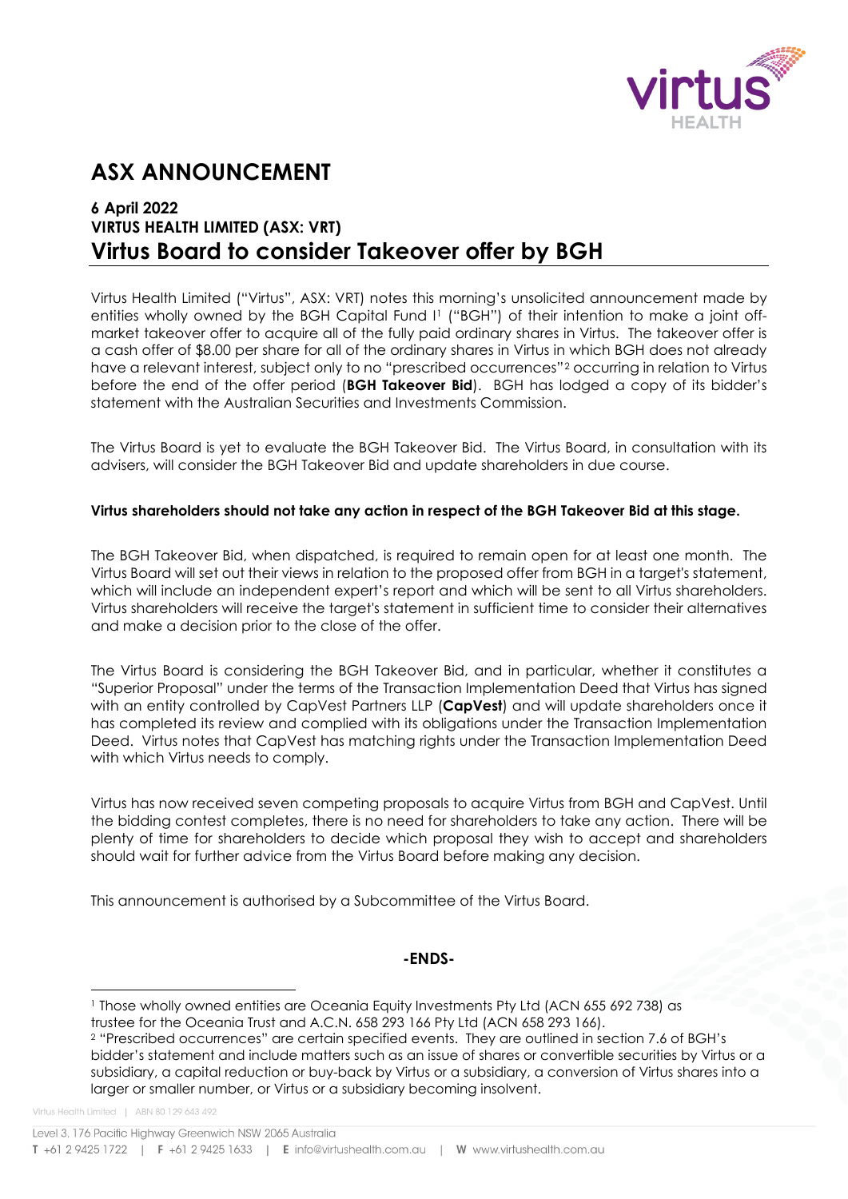# ASX ANNOUNCEMENT

**6 April 2022**
**VIRTUS HEALTH LIMITED (ASX: VRT)**

## Virtus Board to consider Takeover offer by BGH

Virtus Health Limited ("Virtus", ASX: VRT) notes this morning's unsolicited announcement made by entities wholly owned by the BGH Capital Fund I[1] ("BGH") of their intention to make a joint off-market takeover offer to acquire all of the fully paid ordinary shares in Virtus. The takeover offer is a cash offer of $8.00 per share for all of the ordinary shares in Virtus in which BGH does not already have a relevant interest, subject only to no "prescribed occurrences"[2] occurring in relation to Virtus before the end of the offer period (**BGH Takeover Bid**). BGH has lodged a copy of its bidder's statement with the Australian Securities and Investments Commission.

The Virtus Board is yet to evaluate the BGH Takeover Bid. The Virtus Board, in consultation with its advisers, will consider the BGH Takeover Bid and update shareholders in due course.

**Virtus shareholders should not take any action in respect of the BGH Takeover Bid at this stage.**

The BGH Takeover Bid, when dispatched, is required to remain open for at least one month. The Virtus Board will set out their views in relation to the proposed offer from BGH in a target's statement, which will include an independent expert's report and which will be sent to all Virtus shareholders. Virtus shareholders will receive the target's statement in sufficient time to consider their alternatives and make a decision prior to the close of the offer.

The Virtus Board is considering the BGH Takeover Bid, and in particular, whether it constitutes a "Superior Proposal" under the terms of the Transaction Implementation Deed that Virtus has signed with an entity controlled by CapVest Partners LLP (**CapVest**) and will update shareholders once it has completed its review and complied with its obligations under the Transaction Implementation Deed. Virtus notes that CapVest has matching rights under the Transaction Implementation Deed with which Virtus needs to comply.

Virtus has now received seven competing proposals to acquire Virtus from BGH and CapVest. Until the bidding contest completes, there is no need for shareholders to take any action. There will be plenty of time for shareholders to decide which proposal they wish to accept and shareholders should wait for further advice from the Virtus Board before making any decision.

This announcement is authorised by a Subcommittee of the Virtus Board.

**-ENDS-**

---

[1] Those wholly owned entities are Oceania Equity Investments Pty Ltd (ACN 655 692 738) as trustee for the Oceania Trust and A.C.N. 658 293 166 Pty Ltd (ACN 658 293 166).

[2] "Prescribed occurrences" are certain specified events. They are outlined in section 7.6 of BGH's bidder's statement and include matters such as an issue of shares or convertible securities by Virtus or a subsidiary, a capital reduction or buy-back by Virtus or a subsidiary, a conversion of Virtus shares into a larger or smaller number, or Virtus or a subsidiary becoming insolvent.

Virtus Health Limited | ABN 80 129 643 492

Level 3, 176 Pacific Highway Greenwich NSW 2065 Australia
**T** +61 2 9425 1722 | **F** +61 2 9425 1633 | **E** info@virtushealth.com.au | **W** www.virtushealth.com.au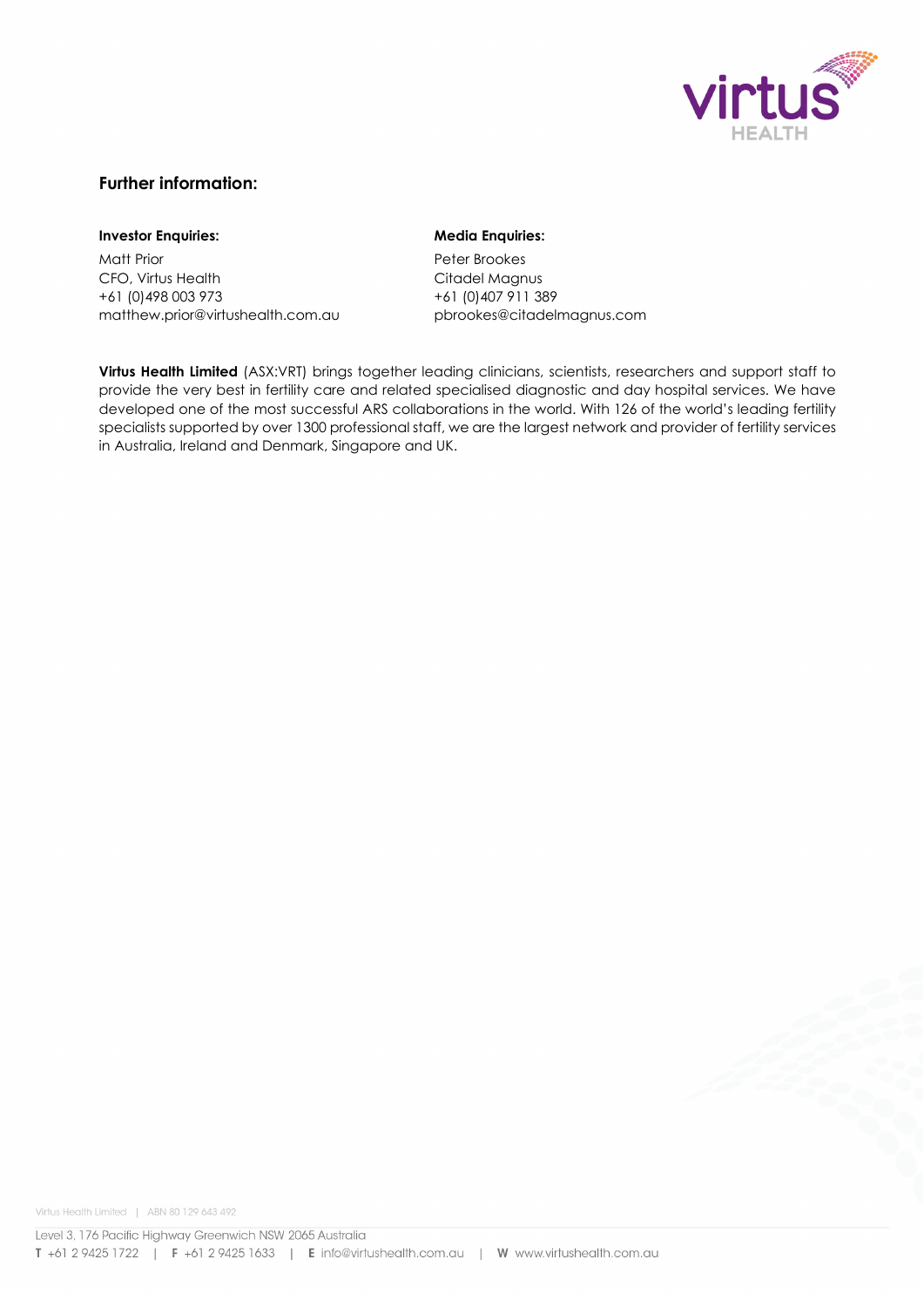## Further information:

**Investor Enquiries:**

Matt Prior
CFO, Virtus Health
+61 (0)498 003 973
matthew.prior@virtushealth.com.au

**Media Enquiries:**

Peter Brookes
Citadel Magnus
+61 (0)407 911 389
pbrookes@citadelmagnus.com

**Virtus Health Limited** (ASX:VRT) brings together leading clinicians, scientists, researchers and support staff to provide the very best in fertility care and related specialised diagnostic and day hospital services. We have developed one of the most successful ARS collaborations in the world. With 126 of the world's leading fertility specialists supported by over 1300 professional staff, we are the largest network and provider of fertility services in Australia, Ireland and Denmark, Singapore and UK.